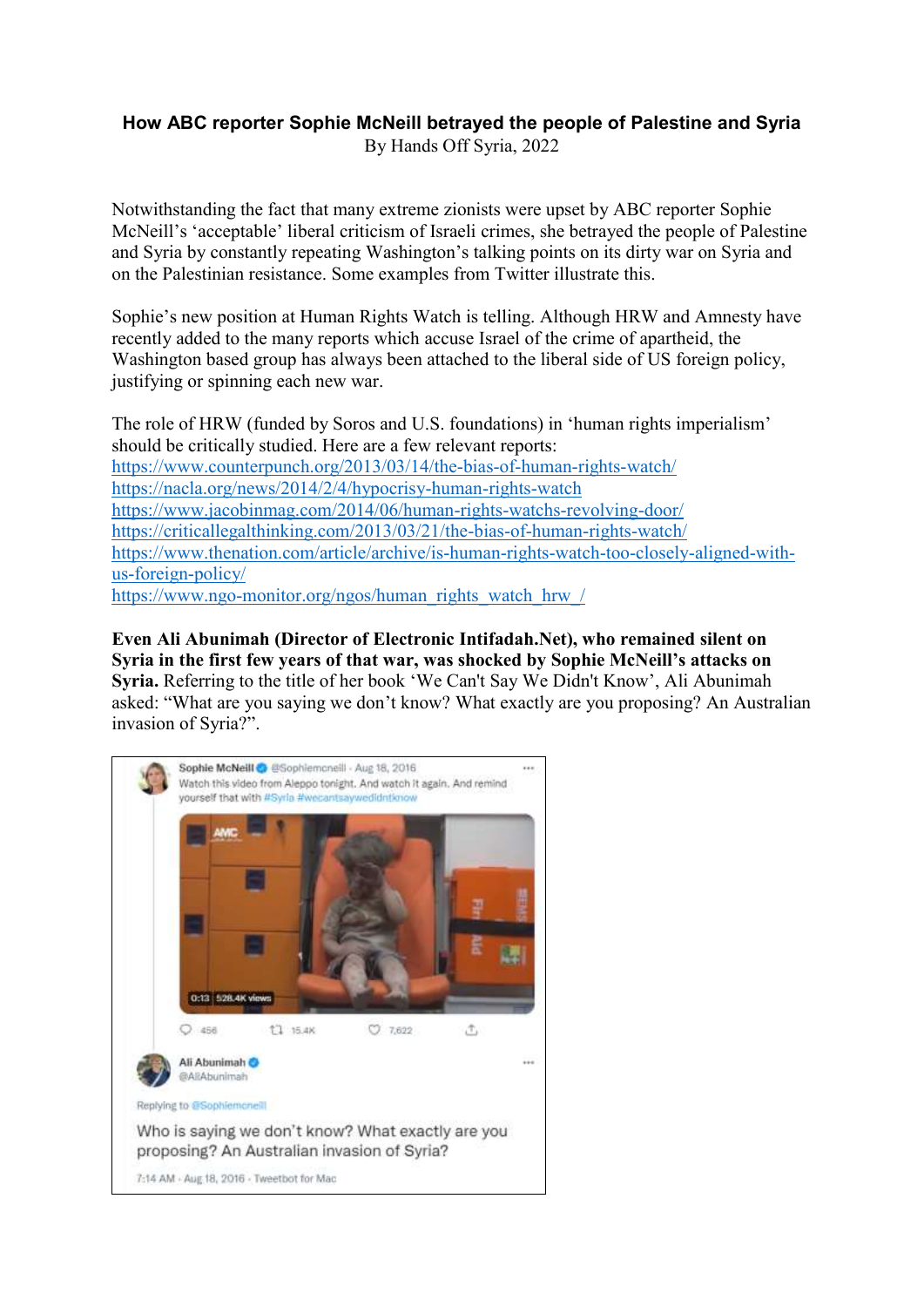**How ABC reporter Sophie McNeill betrayed the people of Palestine and Syria**

By Hands Off Syria, 2022

Notwithstanding the fact that many extreme zionists were upset by ABC reporter Sophie McNeill's 'acceptable' liberal criticism of Israeli crimes, she betrayed the people of Palestine and Syria by constantly repeating Washington's talking points on its dirty war on Syria and on the Palestinian resistance. Some examples from Twitter illustrate this.

Sophie's new position at Human Rights Watch is telling. Although HRW and Amnesty have recently added to the many reports which accuse Israel of the crime of apartheid, the Washington based group has always been attached to the liberal side of US foreign policy, justifying or spinning each new war.

The role of HRW (funded by Soros and U.S. foundations) in 'human rights imperialism' should be critically studied. Here are a few relevant reports:

https://www.counterpunch.org/2013/03/14/the-bias-of-human-rights-watch/
https://nacla.org/news/2014/2/4/hypocrisy-human-rights-watch
https://www.jacobinmag.com/2014/06/human-rights-watchs-revolving-door/
https://criticallegalthinking.com/2013/03/21/the-bias-of-human-rights-watch/
https://www.thenation.com/article/archive/is-human-rights-watch-too-closely-aligned-with-us-foreign-policy/
https://www.ngo-monitor.org/ngos/human_rights_watch_hrw_/

**Even Ali Abunimah (Director of Electronic Intifadah.Net), who remained silent on Syria in the first few years of that war, was shocked by Sophie McNeill's attacks on Syria.** Referring to the title of her book 'We Can't Say We Didn't Know', Ali Abunimah asked: "What are you saying we don't know? What exactly are you proposing? An Australian invasion of Syria?".

> Sophie McNeill @Sophiemcneill · Aug 18, 2016
> Watch this video from Aleppo tonight. And watch it again. And remind yourself that with #Syria #wecantsaywedidntknow
>
> 0:13 528.4K views
>
> 456 · 15.4K · 7,622

> Ali Abunimah @AliAbunimah
> Replying to @Sophiemcneill
> Who is saying we don't know? What exactly are you proposing? An Australian invasion of Syria?
>
> 7:14 AM · Aug 18, 2016 · Tweetbot for Mac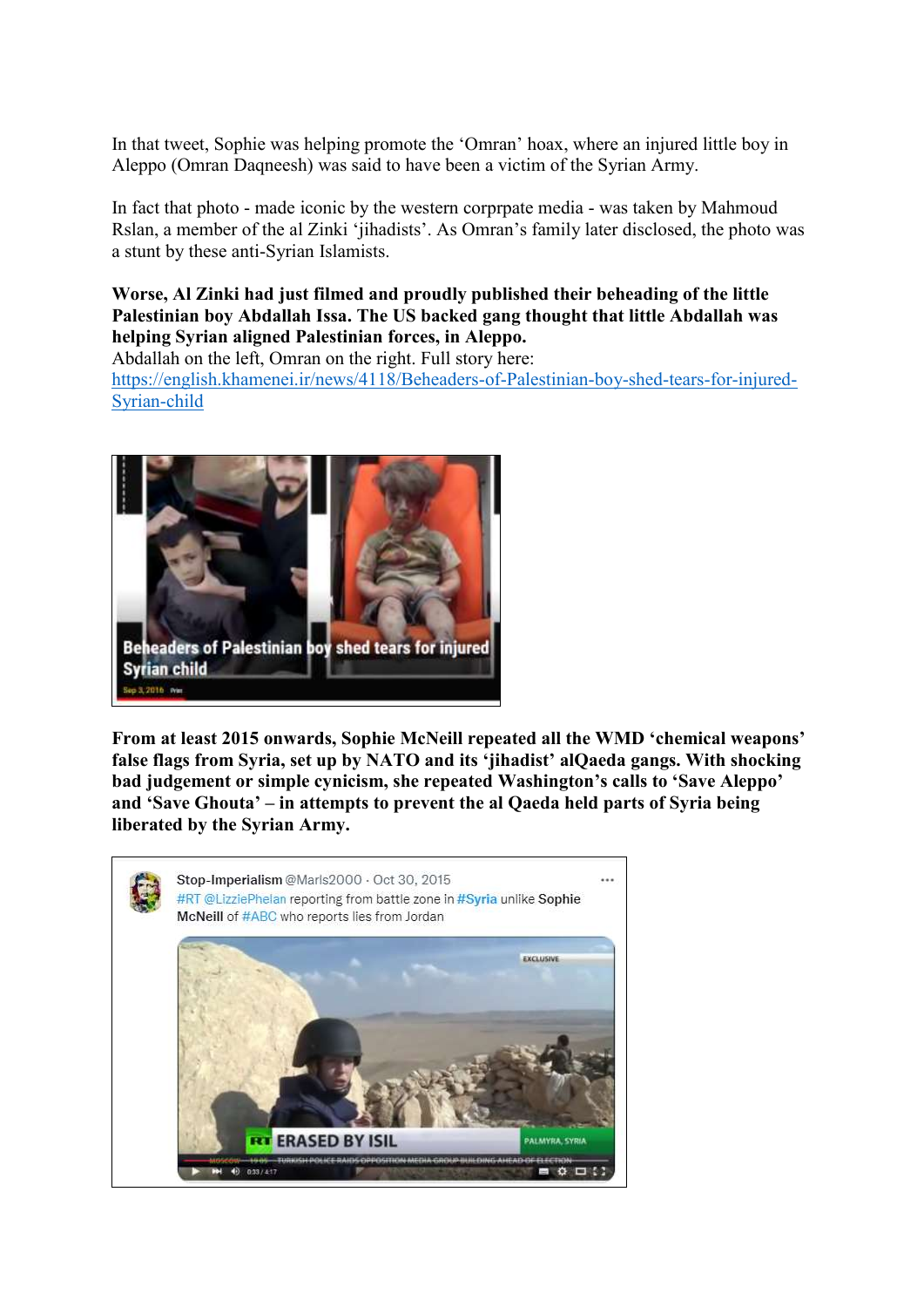In that tweet, Sophie was helping promote the 'Omran' hoax, where an injured little boy in Aleppo (Omran Daqneesh) was said to have been a victim of the Syrian Army.

In fact that photo - made iconic by the western corprpate media - was taken by Mahmoud Rslan, a member of the al Zinki 'jihadists'. As Omran's family later disclosed, the photo was a stunt by these anti-Syrian Islamists.

**Worse, Al Zinki had just filmed and proudly published their beheading of the little Palestinian boy Abdallah Issa. The US backed gang thought that little Abdallah was helping Syrian aligned Palestinian forces, in Aleppo.**
Abdallah on the left, Omran on the right. Full story here: [https://english.khamenei.ir/news/4118/Beheaders-of-Palestinian-boy-shed-tears-for-injured-Syrian-child](https://english.khamenei.ir/news/4118/Beheaders-of-Palestinian-boy-shed-tears-for-injured-Syrian-child)

Beheaders of Palestinian boy shed tears for injured Syrian child

**From at least 2015 onwards, Sophie McNeill repeated all the WMD 'chemical weapons' false flags from Syria, set up by NATO and its 'jihadist' alQaeda gangs. With shocking bad judgement or simple cynicism, she repeated Washington's calls to 'Save Aleppo' and 'Save Ghouta' – in attempts to prevent the al Qaeda held parts of Syria being liberated by the Syrian Army.**

Stop-Imperialism @Marls2000 · Oct 30, 2015
#RT @LizziePhelan reporting from battle zone in #Syria unlike Sophie McNeill of #ABC who reports lies from Jordan

RT ERASED BY ISIL — PALMYRA, SYRIA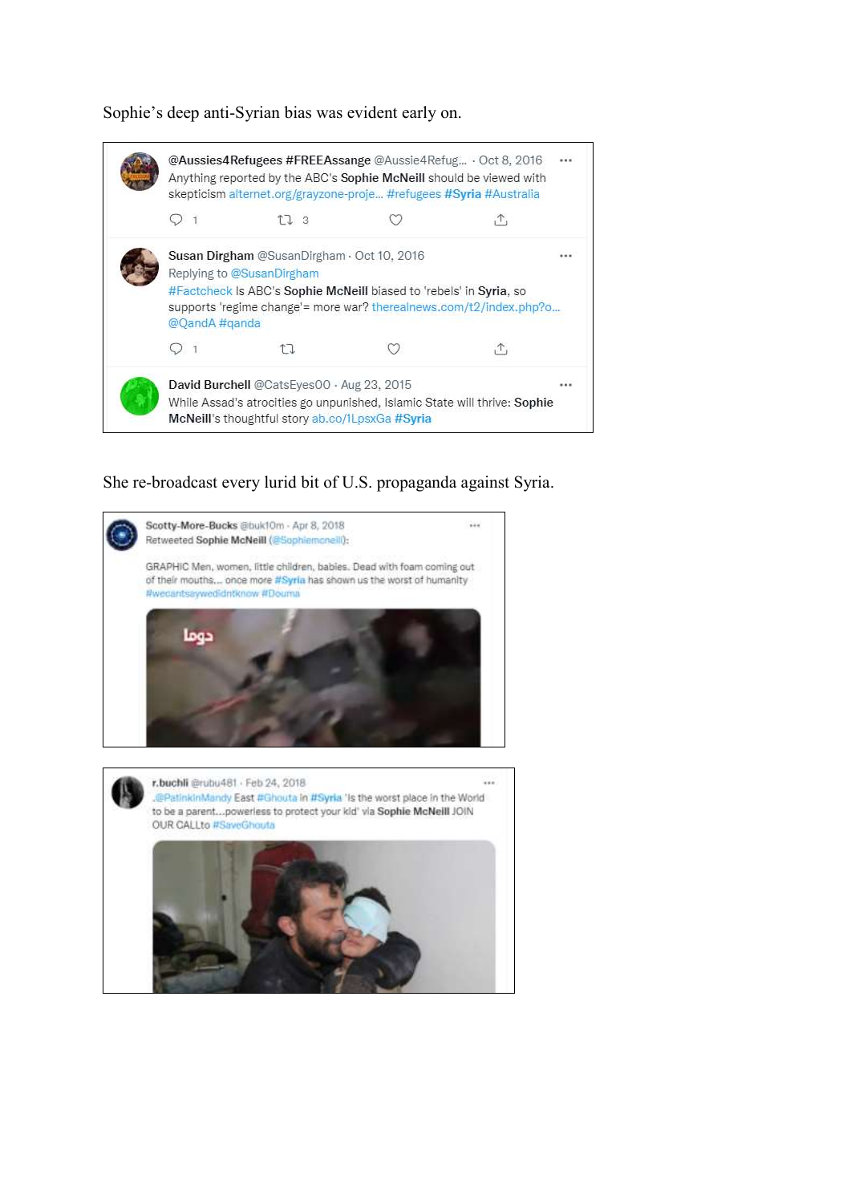Sophie's deep anti-Syrian bias was evident early on.

@Aussies4Refugees #FREEAssange @Aussie4Refug... · Oct 8, 2016
Anything reported by the ABC's Sophie McNeill should be viewed with skepticism alternet.org/grayzone-proje... #refugees #Syria #Australia

1 3

Susan Dirgham @SusanDirgham · Oct 10, 2016
Replying to @SusanDirgham
#Factcheck Is ABC's Sophie McNeill biased to 'rebels' in Syria, so supports 'regime change'= more war? therealnews.com/t2/index.php?o... @QandA #qanda

1

David Burchell @CatsEyes00 · Aug 23, 2015
While Assad's atrocities go unpunished, Islamic State will thrive: Sophie McNeill's thoughtful story ab.co/1LpsxGa #Syria

She re-broadcast every lurid bit of U.S. propaganda against Syria.

Scotty-More-Bucks @buk10m · Apr 8, 2018
Retweeted Sophie McNeill (@Sophiemcneill):

GRAPHIC Men, women, little children, babies. Dead with foam coming out of their mouths... once more #Syria has shown us the worst of humanity #wecantsaywedidntknow #Douma

r.buchli @rubu481 · Feb 24, 2018
.@PatinkinMandy East #Ghouta in #Syria 'Is the worst place in the World to be a parent...powerless to protect your kid' via Sophie McNeill JOIN OUR CALLto #SaveGhouta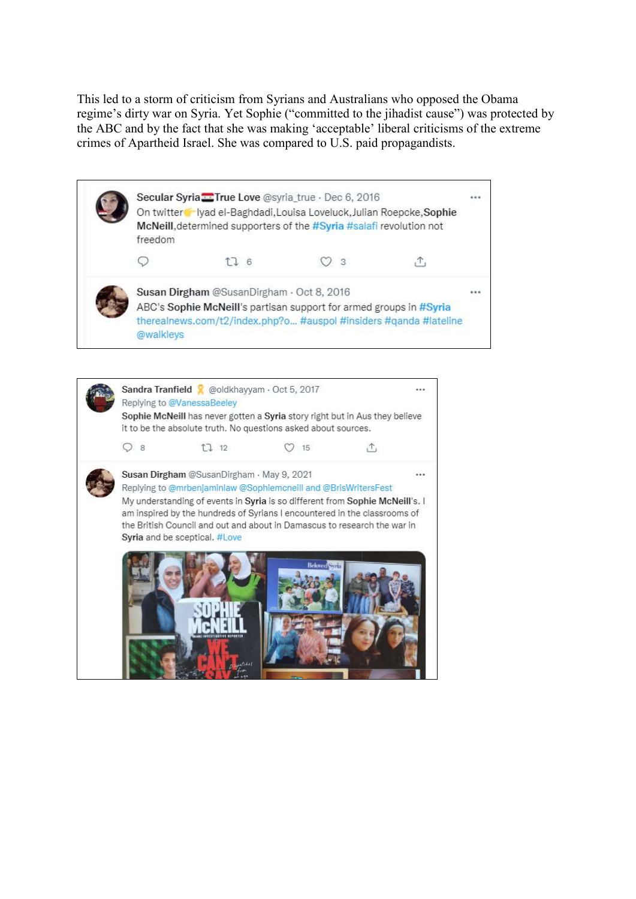This led to a storm of criticism from Syrians and Australians who opposed the Obama regime's dirty war on Syria. Yet Sophie ("committed to the jihadist cause") was protected by the ABC and by the fact that she was making 'acceptable' liberal criticisms of the extreme crimes of Apartheid Israel. She was compared to U.S. paid propagandists.

**Secular Syria True Love** @syria_true · Dec 6, 2016
On twitter👉Iyad el-Baghdadi,Louisa Loveluck,Julian Roepcke,**Sophie McNeill**,determined supporters of the #Syria #salafi revolution not freedom

6 · 3

**Susan Dirgham** @SusanDirgham · Oct 8, 2016
ABC's **Sophie McNeill**'s partisan support for armed groups in #Syria therealnews.com/t2/index.php?o... #auspol #insiders #qanda #lateline @walkleys

**Sandra Tranfield** @oldkhayyam · Oct 5, 2017
Replying to @VanessaBeeley
**Sophie McNeill** has never gotten a **Syria** story right but in Aus they believe it to be the absolute truth. No questions asked about sources.

8 · 12 · 15

**Susan Dirgham** @SusanDirgham · May 9, 2021
Replying to @mrbenjaminlaw @Sophiemcneill and @BrisWritersFest
My understanding of events in **Syria** is so different from **Sophie McNeill**'s. I am inspired by the hundreds of Syrians I encountered in the classrooms of the British Council and out and about in Damascus to research the war in **Syria** and be sceptical. #Love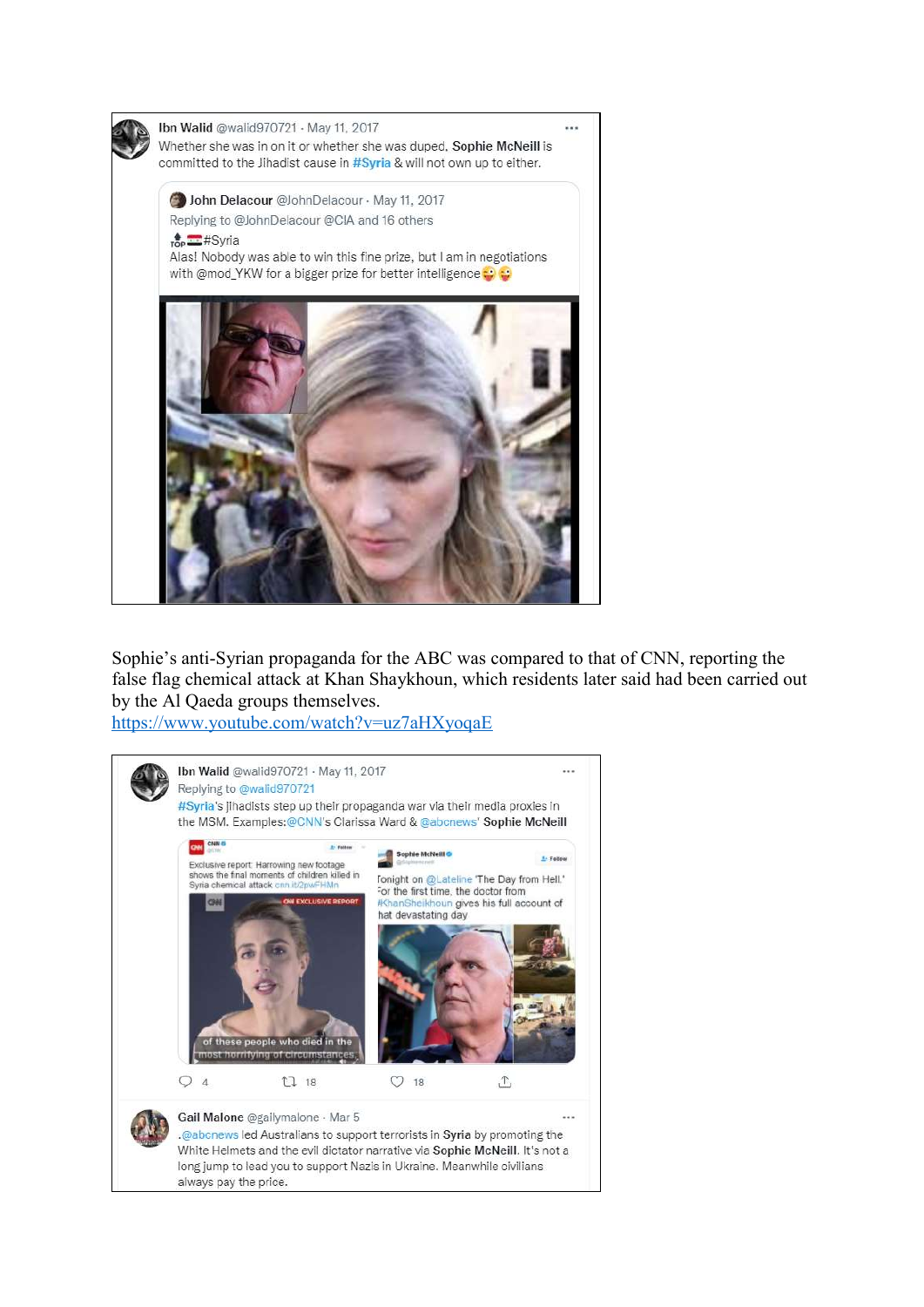Ibn Walid @walid970721 · May 11, 2017

Whether she was in on it or whether she was duped, **Sophie McNeill** is committed to the Jihadist cause in #Syria & will not own up to either.

> John Delacour @JohnDelacour · May 11, 2017
>
> Replying to @JohnDelacour @CIA and 16 others
>
> #Syria
>
> Alas! Nobody was able to win this fine prize, but I am in negotiations with @mod_YKW for a bigger prize for better intelligence😜😜

Sophie's anti-Syrian propaganda for the ABC was compared to that of CNN, reporting the false flag chemical attack at Khan Shaykhoun, which residents later said had been carried out by the Al Qaeda groups themselves.

https://www.youtube.com/watch?v=uz7aHXyoqaE

Ibn Walid @walid970721 · May 11, 2017

Replying to @walid970721

#Syria's jihadists step up their propaganda war via their media proxies in the MSM. Examples:@CNN's Clarissa Ward & @abcnews' **Sophie McNeill**

> CNN @CNN
>
> Exclusive report: Harrowing new footage shows the final moments of children killed in Syria chemical attack cnn.it/2pwFHMn
>
> CNN EXCLUSIVE REPORT
>
> of these people who died in the most horrifying of circumstances.

> Sophie McNeill @SophieMcNeill
>
> Tonight on @Lateline 'The Day from Hell.' For the first time, the doctor from #KhanSheikhoun gives his full account of that devastating day

4 · 18 · 18

Gail Malone @gailymalone · Mar 5

.@abcnews led Australians to support terrorists in **Syria** by promoting the White Helmets and the evil dictator narrative via **Sophie McNeill**. It's not a long jump to lead you to support Nazis in Ukraine. Meanwhile civilians always pay the price.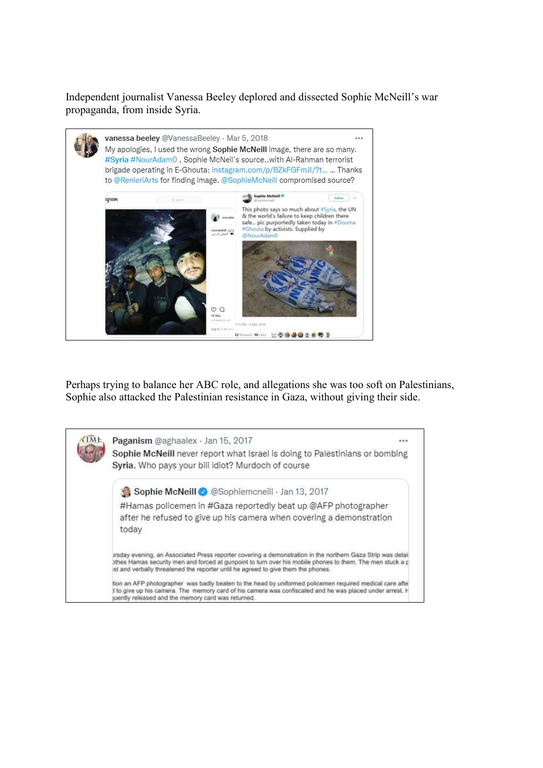Independent journalist Vanessa Beeley deplored and dissected Sophie McNeill's war propaganda, from inside Syria.

> **vanessa beeley** @VanessaBeeley · Mar 5, 2018
>
> My apologies, I used the wrong **Sophie McNeill** image, there are so many. #Syria #NourAdam0 , Sophie McNeil's source..with Al-Rahman terrorist brigade operating in E-Ghouta: instagram.com/p/BZkFGFmJI/?t... ... Thanks to @RenieriArts for finding image. @SophieMcNeill compromised source?
>
> > **Sophie McNeill**
> >
> > This photo says so much about #Syria, the UN & the world's failure to keep children there safe... pic purportedly taken today in #Douma #Ghouta by activists. Supplied by @NourAdam0

Perhaps trying to balance her ABC role, and allegations she was too soft on Palestinians, Sophie also attacked the Palestinian resistance in Gaza, without giving their side.

> **Paganism** @aghaalex · Jan 15, 2017
>
> **Sophie McNeill** never report what Israel is doing to Palestinians or bombing **Syria**. Who pays your bill idiot? Murdoch of course
>
> > **Sophie McNeill** @Sophiemcneill · Jan 13, 2017
> >
> > #Hamas policemen in #Gaza reportedly beat up @AFP photographer after he refused to give up his camera when covering a demonstration today
> >
> > ...ursday evening, an Associated Press reporter covering a demonstration in the northern Gaza Strip was detai... ...othes Hamas security men and forced at gunpoint to turn over his mobile phones to them. The men stuck a p... ...st and verbally threatened the reporter until he agreed to give them the phones.
> >
> > ...tion an AFP photographer was badly beaten to the head by uniformed policemen required medical care afte... ...d to give up his camera. The memory card of his camera was confiscated and he was placed under arrest. H... ...uently released and the memory card was returned.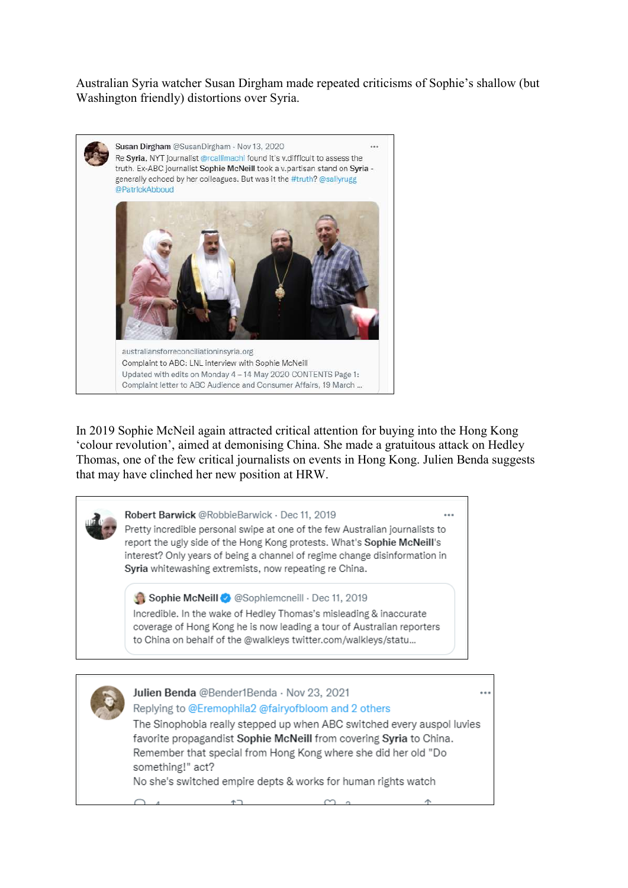Australian Syria watcher Susan Dirgham made repeated criticisms of Sophie's shallow (but Washington friendly) distortions over Syria.

> **Susan Dirgham** @SusanDirgham · Nov 13, 2020
>
> Re **Syria**, NYT journalist @rcallimachi found it's v.difficult to assess the truth. Ex-ABC journalist **Sophie McNeill** took a v.partisan stand on **Syria** - generally echoed by her colleagues. But was it the #truth? @sallyrugg @PatrickAbboud
>
> australiansforreconciliationinsyria.org
> Complaint to ABC: LNL interview with Sophie McNeill
> Updated with edits on Monday 4 – 14 May 2020 CONTENTS Page 1: Complaint letter to ABC Audience and Consumer Affairs, 19 March ...

In 2019 Sophie McNeil again attracted critical attention for buying into the Hong Kong 'colour revolution', aimed at demonising China. She made a gratuitous attack on Hedley Thomas, one of the few critical journalists on events in Hong Kong. Julien Benda suggests that may have clinched her new position at HRW.

> **Robert Barwick** @RobbieBarwick · Dec 11, 2019
>
> Pretty incredible personal swipe at one of the few Australian journalists to report the ugly side of the Hong Kong protests. What's **Sophie McNeill**'s interest? Only years of being a channel of regime change disinformation in **Syria** whitewashing extremists, now repeating re China.
>
> > **Sophie McNeill** @Sophiemcneill · Dec 11, 2019
> >
> > Incredible. In the wake of Hedley Thomas's misleading & inaccurate coverage of Hong Kong he is now leading a tour of Australian reporters to China on behalf of the @walkleys twitter.com/walkleys/statu...

> **Julien Benda** @Bender1Benda · Nov 23, 2021
>
> Replying to @Eremophila2 @fairyofbloom and 2 others
>
> The Sinophobia really stepped up when ABC switched every auspol luvies favorite propagandist **Sophie McNeill** from covering **Syria** to China. Remember that special from Hong Kong where she did her old "Do something!" act?
>
> No she's switched empire depts & works for human rights watch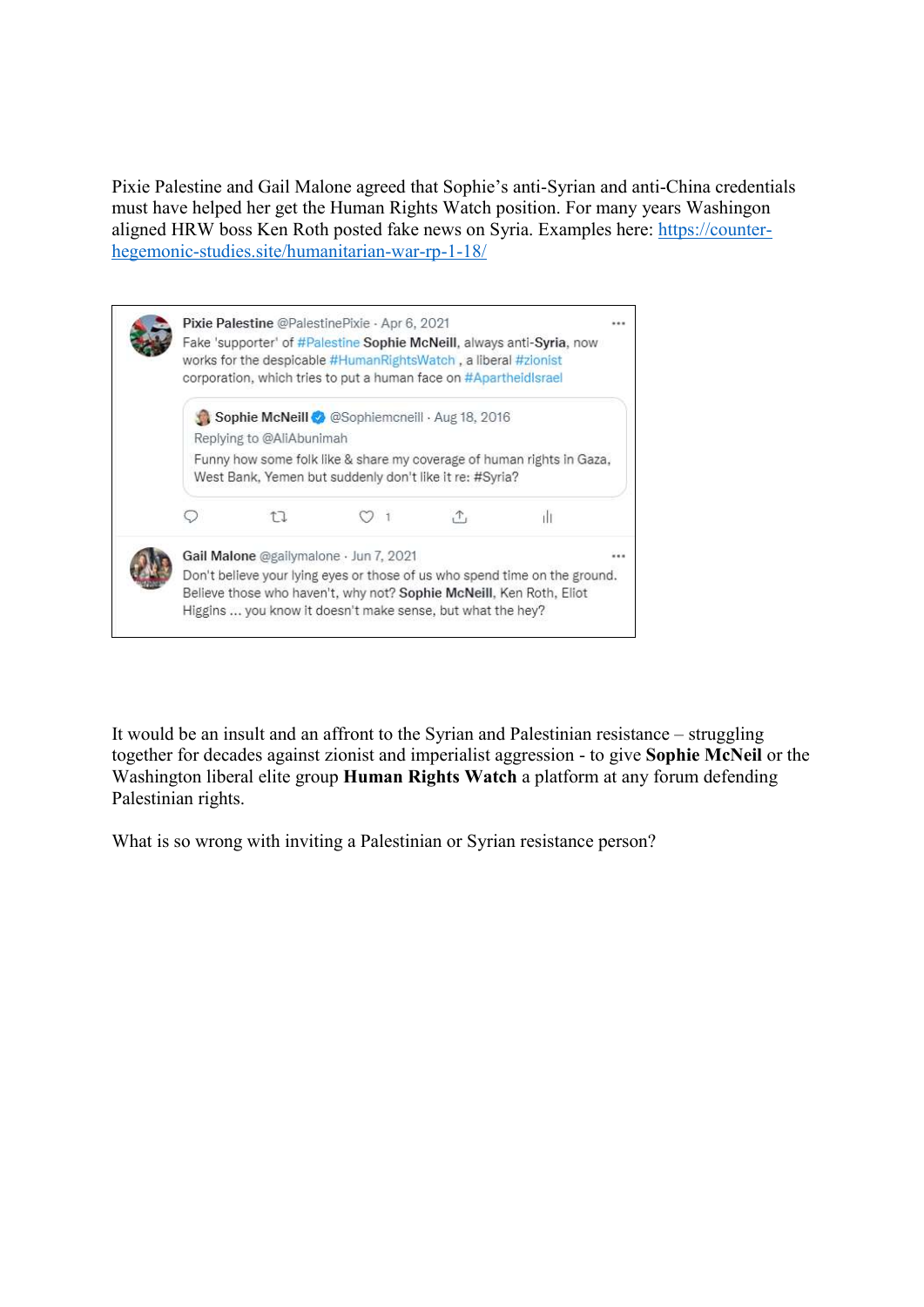Pixie Palestine and Gail Malone agreed that Sophie's anti-Syrian and anti-China credentials must have helped her get the Human Rights Watch position. For many years Washingon aligned HRW boss Ken Roth posted fake news on Syria. Examples here: [https://counter-hegemonic-studies.site/humanitarian-war-rp-1-18/](https://counter-hegemonic-studies.site/humanitarian-war-rp-1-18/)

Pixie Palestine @PalestinePixie · Apr 6, 2021
Fake 'supporter' of #Palestine Sophie McNeill, always anti-Syria, now works for the despicable #HumanRightsWatch , a liberal #zionist corporation, which tries to put a human face on #ApartheidIsrael

> Sophie McNeill @Sophiemcneill · Aug 18, 2016
> Replying to @AliAbunimah
> Funny how some folk like & share my coverage of human rights in Gaza, West Bank, Yemen but suddenly don't like it re: #Syria?

1

Gail Malone @gailymalone · Jun 7, 2021
Don't believe your lying eyes or those of us who spend time on the ground. Believe those who haven't, why not? Sophie McNeill, Ken Roth, Eliot Higgins ... you know it doesn't make sense, but what the hey?

It would be an insult and an affront to the Syrian and Palestinian resistance – struggling together for decades against zionist and imperialist aggression - to give **Sophie McNeil** or the Washington liberal elite group **Human Rights Watch** a platform at any forum defending Palestinian rights.

What is so wrong with inviting a Palestinian or Syrian resistance person?